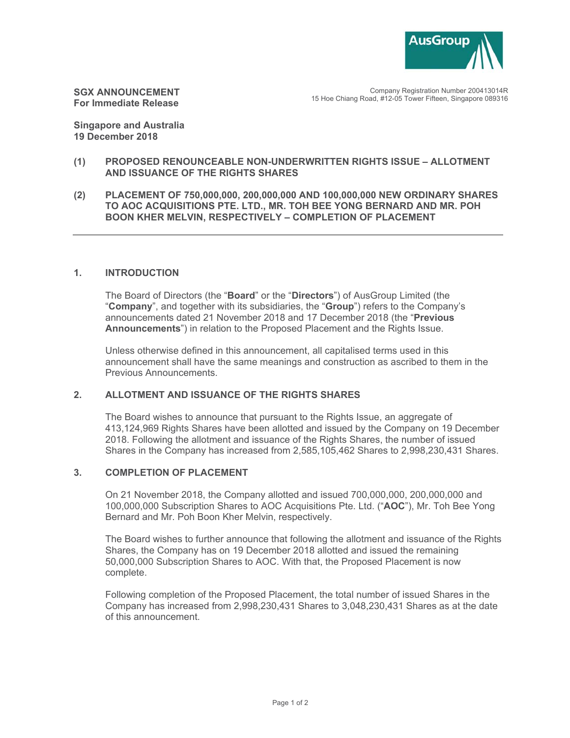**SGX ANNOUNCEMENT**
**For Immediate Release**

Company Registration Number 200413014R
15 Hoe Chiang Road, #12-05 Tower Fifteen, Singapore 089316

**Singapore and Australia**
**19 December 2018**

**(1) PROPOSED RENOUNCEABLE NON-UNDERWRITTEN RIGHTS ISSUE – ALLOTMENT AND ISSUANCE OF THE RIGHTS SHARES**

**(2) PLACEMENT OF 750,000,000, 200,000,000 AND 100,000,000 NEW ORDINARY SHARES TO AOC ACQUISITIONS PTE. LTD., MR. TOH BEE YONG BERNARD AND MR. POH BOON KHER MELVIN, RESPECTIVELY – COMPLETION OF PLACEMENT**

---

## 1. INTRODUCTION

The Board of Directors (the "**Board**" or the "**Directors**") of AusGroup Limited (the "**Company**", and together with its subsidiaries, the "**Group**") refers to the Company's announcements dated 21 November 2018 and 17 December 2018 (the "**Previous Announcements**") in relation to the Proposed Placement and the Rights Issue.

Unless otherwise defined in this announcement, all capitalised terms used in this announcement shall have the same meanings and construction as ascribed to them in the Previous Announcements.

## 2. ALLOTMENT AND ISSUANCE OF THE RIGHTS SHARES

The Board wishes to announce that pursuant to the Rights Issue, an aggregate of 413,124,969 Rights Shares have been allotted and issued by the Company on 19 December 2018. Following the allotment and issuance of the Rights Shares, the number of issued Shares in the Company has increased from 2,585,105,462 Shares to 2,998,230,431 Shares.

## 3. COMPLETION OF PLACEMENT

On 21 November 2018, the Company allotted and issued 700,000,000, 200,000,000 and 100,000,000 Subscription Shares to AOC Acquisitions Pte. Ltd. ("**AOC**"), Mr. Toh Bee Yong Bernard and Mr. Poh Boon Kher Melvin, respectively.

The Board wishes to further announce that following the allotment and issuance of the Rights Shares, the Company has on 19 December 2018 allotted and issued the remaining 50,000,000 Subscription Shares to AOC. With that, the Proposed Placement is now complete.

Following completion of the Proposed Placement, the total number of issued Shares in the Company has increased from 2,998,230,431 Shares to 3,048,230,431 Shares as at the date of this announcement.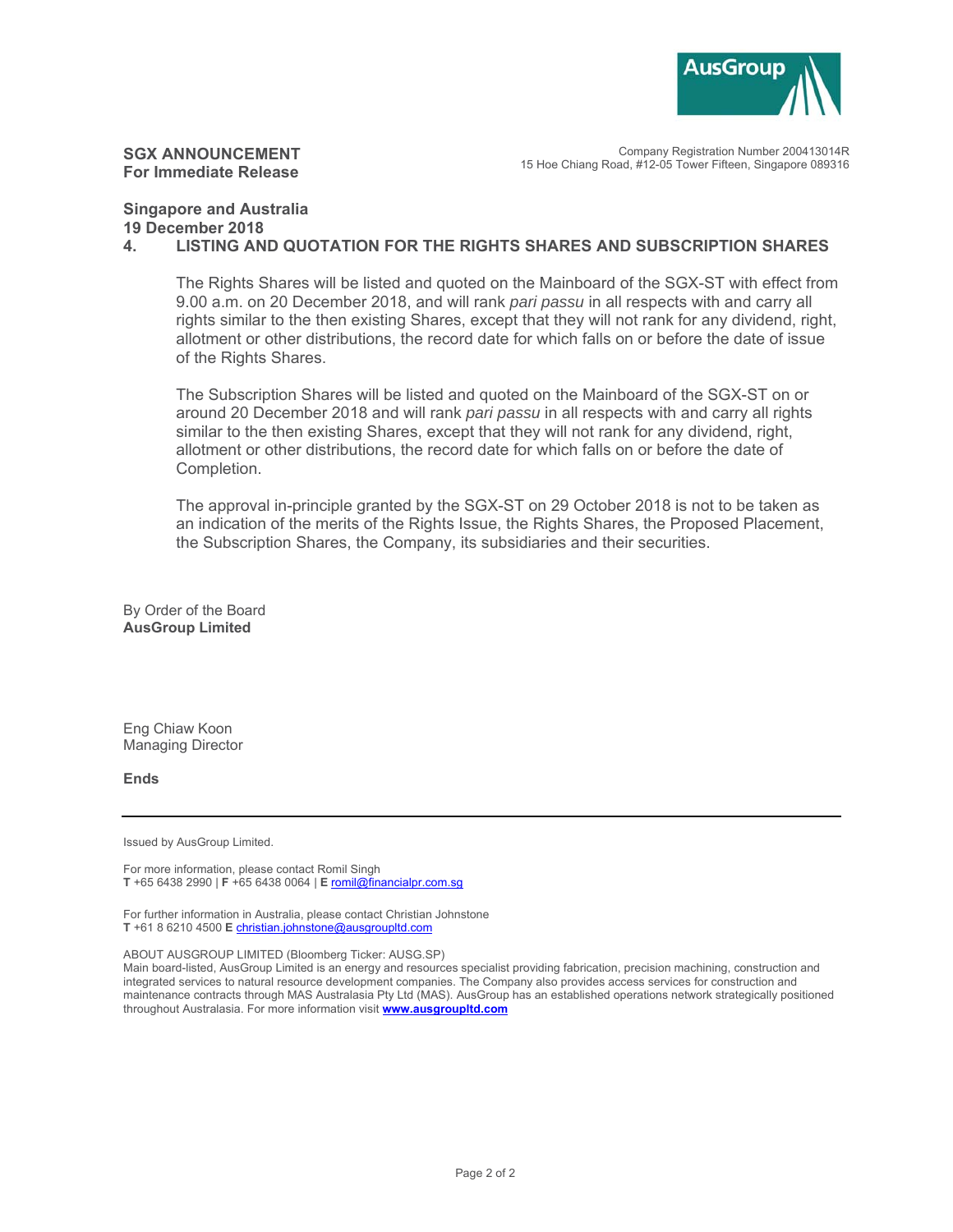**SGX ANNOUNCEMENT**
**For Immediate Release**

Company Registration Number 200413014R
15 Hoe Chiang Road, #12-05 Tower Fifteen, Singapore 089316

**Singapore and Australia**
**19 December 2018**

## 4. LISTING AND QUOTATION FOR THE RIGHTS SHARES AND SUBSCRIPTION SHARES

The Rights Shares will be listed and quoted on the Mainboard of the SGX-ST with effect from 9.00 a.m. on 20 December 2018, and will rank *pari passu* in all respects with and carry all rights similar to the then existing Shares, except that they will not rank for any dividend, right, allotment or other distributions, the record date for which falls on or before the date of issue of the Rights Shares.

The Subscription Shares will be listed and quoted on the Mainboard of the SGX-ST on or around 20 December 2018 and will rank *pari passu* in all respects with and carry all rights similar to the then existing Shares, except that they will not rank for any dividend, right, allotment or other distributions, the record date for which falls on or before the date of Completion.

The approval in-principle granted by the SGX-ST on 29 October 2018 is not to be taken as an indication of the merits of the Rights Issue, the Rights Shares, the Proposed Placement, the Subscription Shares, the Company, its subsidiaries and their securities.

By Order of the Board
**AusGroup Limited**

Eng Chiaw Koon
Managing Director

**Ends**

---

Issued by AusGroup Limited.

For more information, please contact Romil Singh
**T** +65 6438 2990 | **F** +65 6438 0064 | **E** romil@financialpr.com.sg

For further information in Australia, please contact Christian Johnstone
**T** +61 8 6210 4500 **E** christian.johnstone@ausgroupltd.com

ABOUT AUSGROUP LIMITED (Bloomberg Ticker: AUSG.SP)
Main board-listed, AusGroup Limited is an energy and resources specialist providing fabrication, precision machining, construction and integrated services to natural resource development companies. The Company also provides access services for construction and maintenance contracts through MAS Australasia Pty Ltd (MAS). AusGroup has an established operations network strategically positioned throughout Australasia. For more information visit **www.ausgroupltd.com**